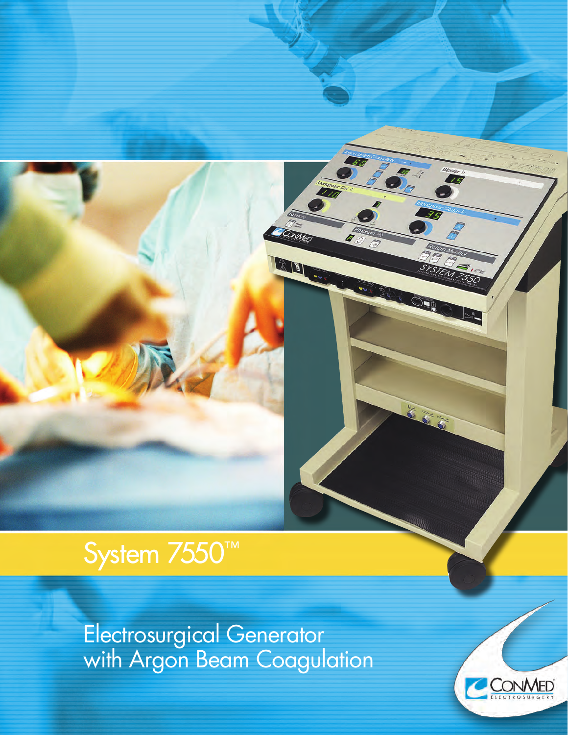# System 7550™

## Electrosurgical Generator with Argon Beam Coagulation

ConMed® Electrosurgery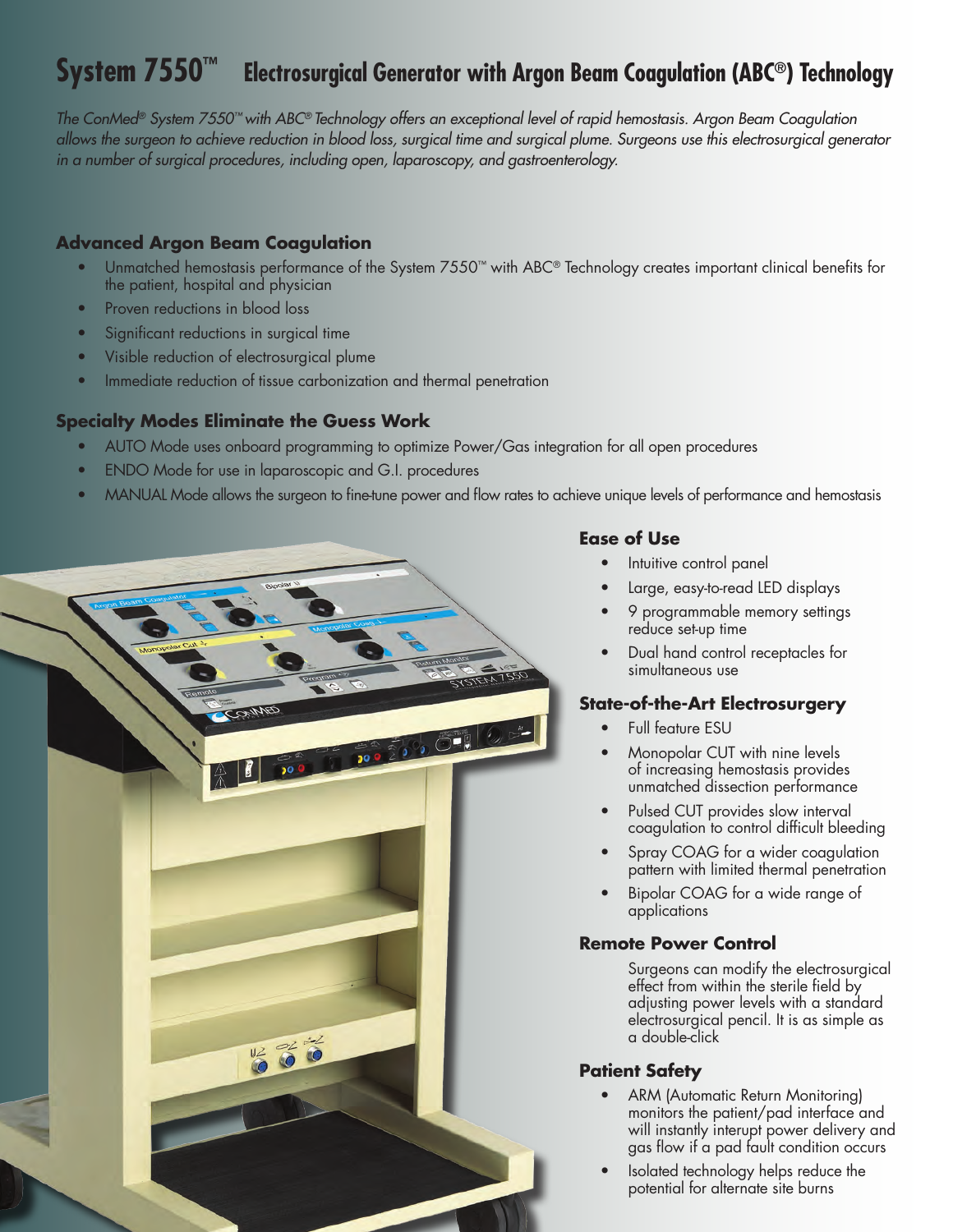# System 7550™ Electrosurgical Generator with Argon Beam Coagulation (ABC®) Technology

*The ConMed® System 7550™ with ABC® Technology offers an exceptional level of rapid hemostasis. Argon Beam Coagulation allows the surgeon to achieve reduction in blood loss, surgical time and surgical plume. Surgeons use this electrosurgical generator in a number of surgical procedures, including open, laparoscopy, and gastroenterology.*

### Advanced Argon Beam Coagulation

- Unmatched hemostasis performance of the System 7550™ with ABC® Technology creates important clinical benefits for the patient, hospital and physician
- Proven reductions in blood loss
- Significant reductions in surgical time
- Visible reduction of electrosurgical plume
- Immediate reduction of tissue carbonization and thermal penetration

### Specialty Modes Eliminate the Guess Work

- AUTO Mode uses onboard programming to optimize Power/Gas integration for all open procedures
- ENDO Mode for use in laparoscopic and G.I. procedures
- MANUAL Mode allows the surgeon to fine-tune power and flow rates to achieve unique levels of performance and hemostasis

### Ease of Use

- Intuitive control panel
- Large, easy-to-read LED displays
- 9 programmable memory settings reduce set-up time
- Dual hand control receptacles for simultaneous use

### State-of-the-Art Electrosurgery

- Full feature ESU
- Monopolar CUT with nine levels of increasing hemostasis provides unmatched dissection performance
- Pulsed CUT provides slow interval coagulation to control difficult bleeding
- Spray COAG for a wider coagulation pattern with limited thermal penetration
- Bipolar COAG for a wide range of applications

### Remote Power Control

Surgeons can modify the electrosurgical effect from within the sterile field by adjusting power levels with a standard electrosurgical pencil. It is as simple as a double-click

### Patient Safety

- ARM (Automatic Return Monitoring) monitors the patient/pad interface and will instantly interupt power delivery and gas flow if a pad fault condition occurs
- Isolated technology helps reduce the potential for alternate site burns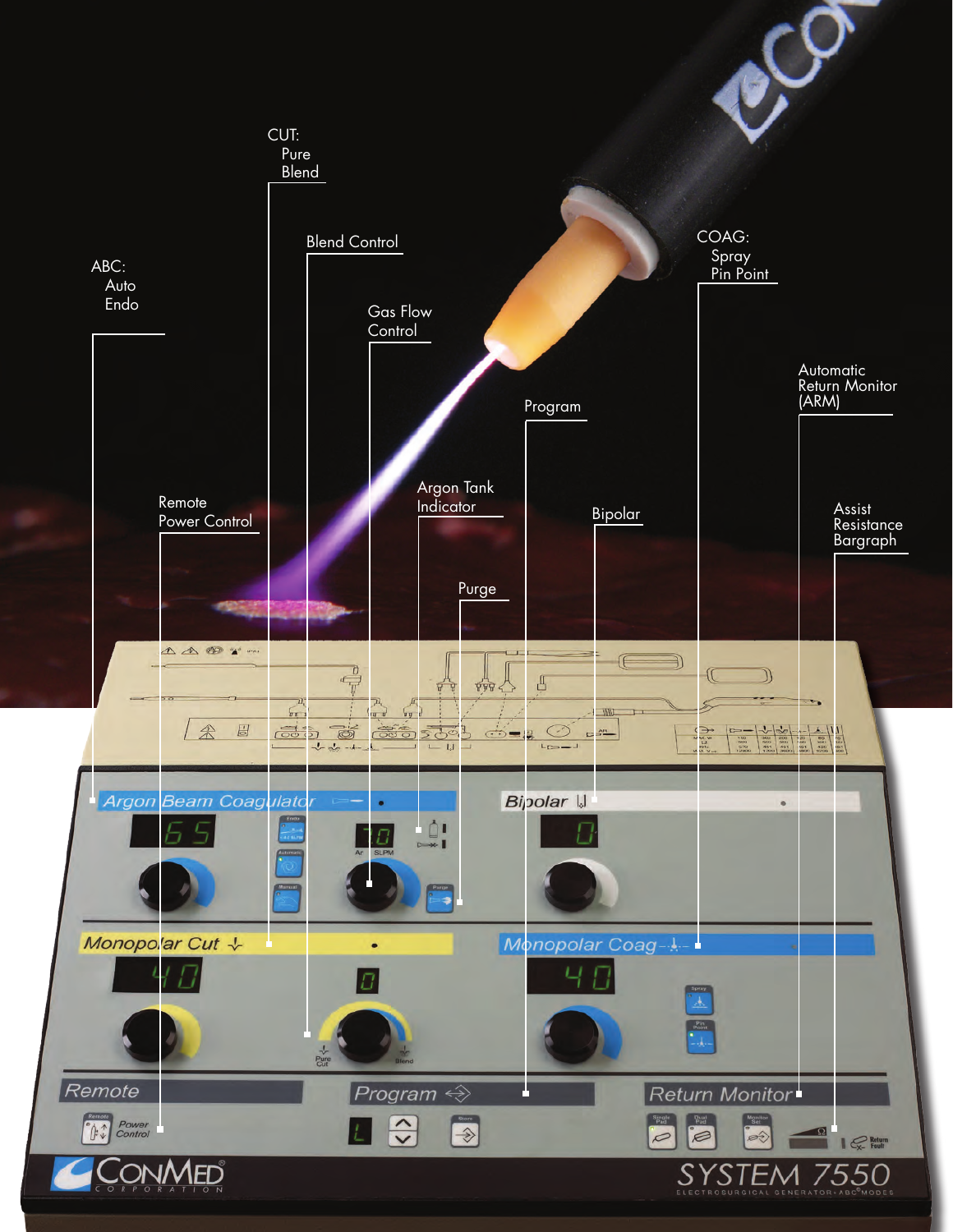ABC:
Auto
Endo

CUT:
Pure
Blend

Blend Control

Gas Flow
Control

Remote
Power Control

Argon Tank
Indicator

Purge

Program

Bipolar

COAG:
Spray
Pin Point

Automatic
Return Monitor
(ARM)

Assist
Resistance
Bargraph

Argon Beam Coagulator

Bipolar

Monopolar Cut

Monopolar Coag

Remote

Power Control

Program

Return Monitor

CONMED CORPORATION

SYSTEM 7550

ELECTROSURGICAL GENERATOR • ABC® MODES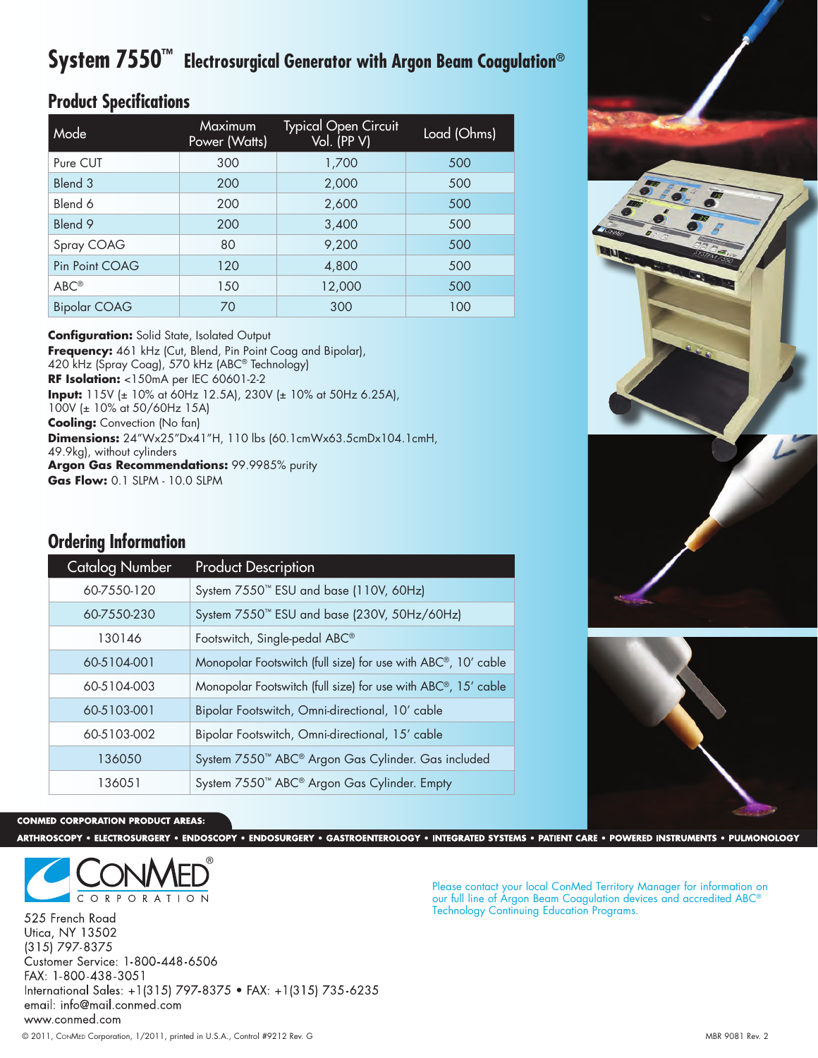# System 7550™ Electrosurgical Generator with Argon Beam Coagulation®

## Product Specifications

| Mode | Maximum Power (Watts) | Typical Open Circuit Vol. (PP V) | Load (Ohms) |
|---|---|---|---|
| Pure CUT | 300 | 1,700 | 500 |
| Blend 3 | 200 | 2,000 | 500 |
| Blend 6 | 200 | 2,600 | 500 |
| Blend 9 | 200 | 3,400 | 500 |
| Spray COAG | 80 | 9,200 | 500 |
| Pin Point COAG | 120 | 4,800 | 500 |
| ABC® | 150 | 12,000 | 500 |
| Bipolar COAG | 70 | 300 | 100 |

**Configuration:** Solid State, Isolated Output
**Frequency:** 461 kHz (Cut, Blend, Pin Point Coag and Bipolar), 420 kHz (Spray Coag), 570 kHz (ABC® Technology)
**RF Isolation:** <150mA per IEC 60601-2-2
**Input:** 115V (± 10% at 60Hz 12.5A), 230V (± 10% at 50Hz 6.25A), 100V (± 10% at 50/60Hz 15A)
**Cooling:** Convection (No fan)
**Dimensions:** 24"Wx25"Dx41"H, 110 lbs (60.1cmWx63.5cmDx104.1cmH, 49.9kg), without cylinders
**Argon Gas Recommendations:** 99.9985% purity
**Gas Flow:** 0.1 SLPM - 10.0 SLPM

## Ordering Information

| Catalog Number | Product Description |
|---|---|
| 60-7550-120 | System 7550™ ESU and base (110V, 60Hz) |
| 60-7550-230 | System 7550™ ESU and base (230V, 50Hz/60Hz) |
| 130146 | Footswitch, Single-pedal ABC® |
| 60-5104-001 | Monopolar Footswitch (full size) for use with ABC®, 10' cable |
| 60-5104-003 | Monopolar Footswitch (full size) for use with ABC®, 15' cable |
| 60-5103-001 | Bipolar Footswitch, Omni-directional, 10' cable |
| 60-5103-002 | Bipolar Footswitch, Omni-directional, 15' cable |
| 136050 | System 7550™ ABC® Argon Gas Cylinder. Gas included |
| 136051 | System 7550™ ABC® Argon Gas Cylinder. Empty |

**CONMED CORPORATION PRODUCT AREAS:**

ARTHROSCOPY • ELECTROSURGERY • ENDOSCOPY • ENDOSURGERY • GASTROENTEROLOGY • INTEGRATED SYSTEMS • PATIENT CARE • POWERED INSTRUMENTS • PULMONOLOGY

ConMed® CORPORATION

525 French Road
Utica, NY 13502
(315) 797-8375
Customer Service: 1-800-448-6506
FAX: 1-800-438-3051
International Sales: +1(315) 797-8375 • FAX: +1(315) 735-6235
email: info@mail.conmed.com
www.conmed.com

Please contact your local ConMed Territory Manager for information on our full line of Argon Beam Coagulation devices and accredited ABC® Technology Continuing Education Programs.

© 2011, ConMed Corporation, 1/2011, printed in U.S.A., Control #9212 Rev. G

MBR 9081 Rev. 2